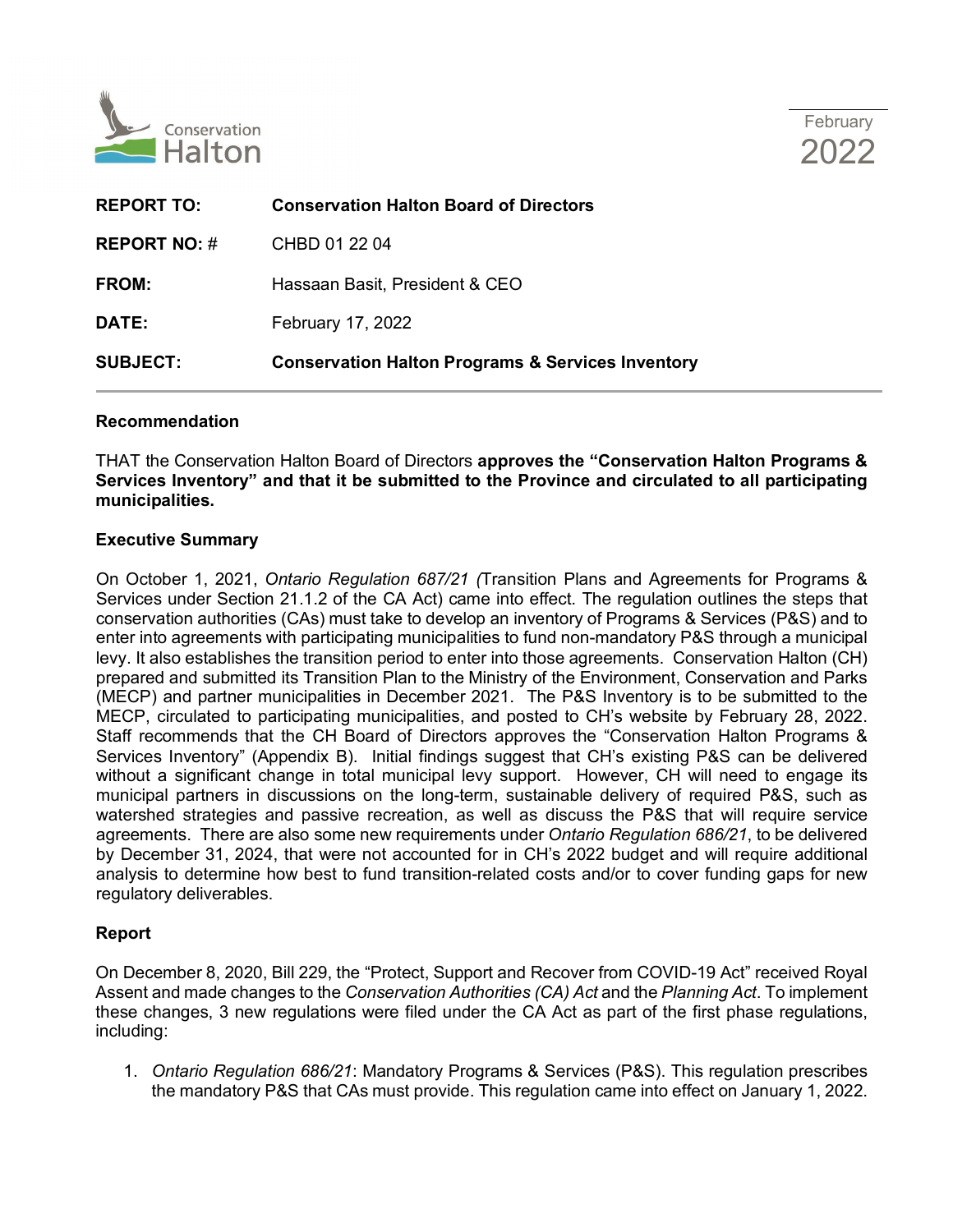Conservation Halton

February 2022

| | |
|---|---|
| **REPORT TO:** | **Conservation Halton Board of Directors** |
| **REPORT NO: #** | CHBD 01 22 04 |
| **FROM:** | Hassaan Basit, President & CEO |
| **DATE:** | February 17, 2022 |
| **SUBJECT:** | **Conservation Halton Programs & Services Inventory** |

## Recommendation

THAT the Conservation Halton Board of Directors **approves the "Conservation Halton Programs & Services Inventory" and that it be submitted to the Province and circulated to all participating municipalities.**

## Executive Summary

On October 1, 2021, *Ontario Regulation 687/21 (*Transition Plans and Agreements for Programs & Services under Section 21.1.2 of the CA Act) came into effect. The regulation outlines the steps that conservation authorities (CAs) must take to develop an inventory of Programs & Services (P&S) and to enter into agreements with participating municipalities to fund non-mandatory P&S through a municipal levy. It also establishes the transition period to enter into those agreements. Conservation Halton (CH) prepared and submitted its Transition Plan to the Ministry of the Environment, Conservation and Parks (MECP) and partner municipalities in December 2021. The P&S Inventory is to be submitted to the MECP, circulated to participating municipalities, and posted to CH's website by February 28, 2022. Staff recommends that the CH Board of Directors approves the "Conservation Halton Programs & Services Inventory" (Appendix B). Initial findings suggest that CH's existing P&S can be delivered without a significant change in total municipal levy support. However, CH will need to engage its municipal partners in discussions on the long-term, sustainable delivery of required P&S, such as watershed strategies and passive recreation, as well as discuss the P&S that will require service agreements. There are also some new requirements under *Ontario Regulation 686/21*, to be delivered by December 31, 2024, that were not accounted for in CH's 2022 budget and will require additional analysis to determine how best to fund transition-related costs and/or to cover funding gaps for new regulatory deliverables.

## Report

On December 8, 2020, Bill 229, the "Protect, Support and Recover from COVID-19 Act" received Royal Assent and made changes to the *Conservation Authorities (CA) Act* and the *Planning Act*. To implement these changes, 3 new regulations were filed under the CA Act as part of the first phase regulations, including:

1. *Ontario Regulation 686/21*: Mandatory Programs & Services (P&S). This regulation prescribes the mandatory P&S that CAs must provide. This regulation came into effect on January 1, 2022.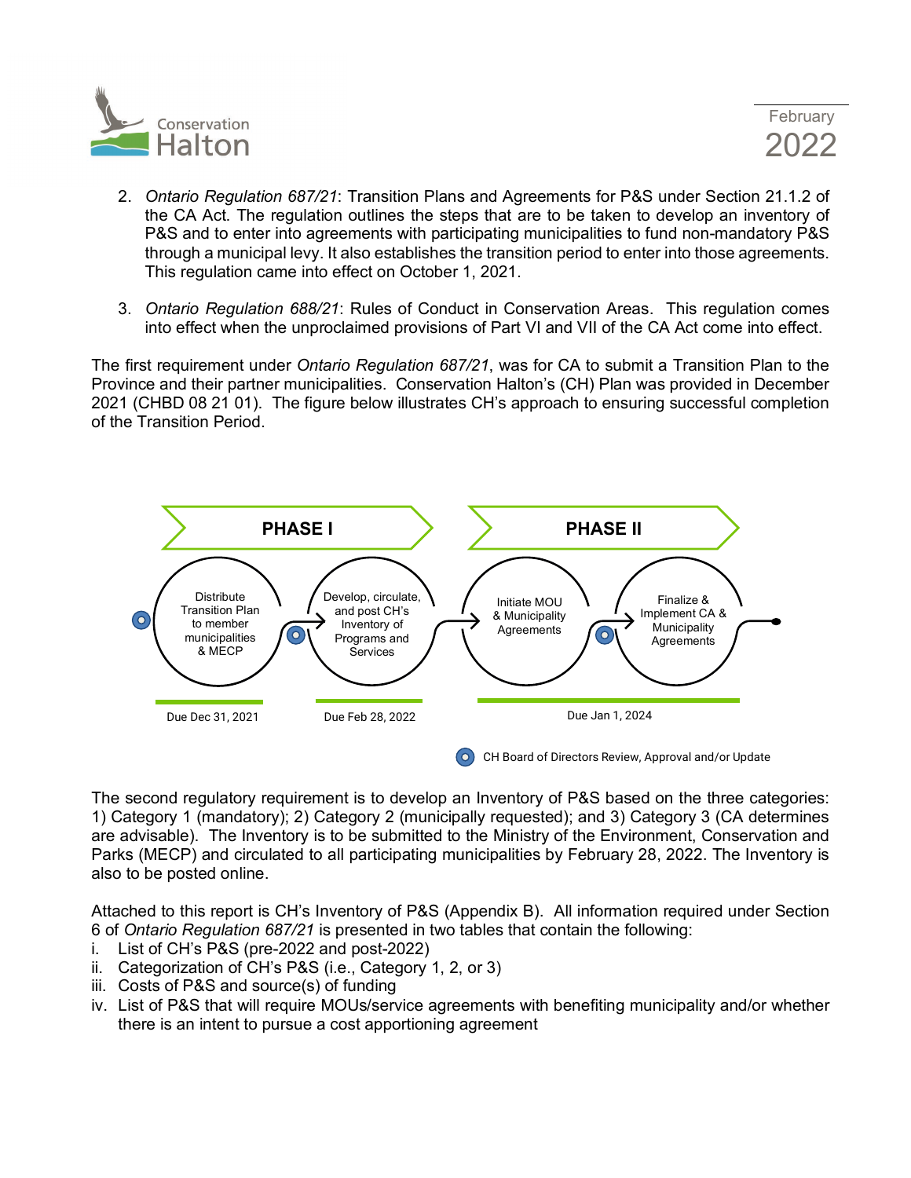2. *Ontario Regulation 687/21*: Transition Plans and Agreements for P&S under Section 21.1.2 of the CA Act. The regulation outlines the steps that are to be taken to develop an inventory of P&S and to enter into agreements with participating municipalities to fund non-mandatory P&S through a municipal levy. It also establishes the transition period to enter into those agreements. This regulation came into effect on October 1, 2021.

3. *Ontario Regulation 688/21*: Rules of Conduct in Conservation Areas. This regulation comes into effect when the unproclaimed provisions of Part VI and VII of the CA Act come into effect.

The first requirement under *Ontario Regulation 687/21*, was for CA to submit a Transition Plan to the Province and their partner municipalities. Conservation Halton's (CH) Plan was provided in December 2021 (CHBD 08 21 01). The figure below illustrates CH's approach to ensuring successful completion of the Transition Period.

**PHASE I**

- Distribute Transition Plan to member municipalities & MECP — Due Dec 31, 2021
- Develop, circulate, and post CH's Inventory of Programs and Services — Due Feb 28, 2022

**PHASE II**

- Initiate MOU & Municipality Agreements
- Finalize & Implement CA & Municipality Agreements

Due Jan 1, 2024

CH Board of Directors Review, Approval and/or Update

The second regulatory requirement is to develop an Inventory of P&S based on the three categories: 1) Category 1 (mandatory); 2) Category 2 (municipally requested); and 3) Category 3 (CA determines are advisable). The Inventory is to be submitted to the Ministry of the Environment, Conservation and Parks (MECP) and circulated to all participating municipalities by February 28, 2022. The Inventory is also to be posted online.

Attached to this report is CH's Inventory of P&S (Appendix B). All information required under Section 6 of *Ontario Regulation 687/21* is presented in two tables that contain the following:

i. List of CH's P&S (pre-2022 and post-2022)
ii. Categorization of CH's P&S (i.e., Category 1, 2, or 3)
iii. Costs of P&S and source(s) of funding
iv. List of P&S that will require MOUs/service agreements with benefiting municipality and/or whether there is an intent to pursue a cost apportioning agreement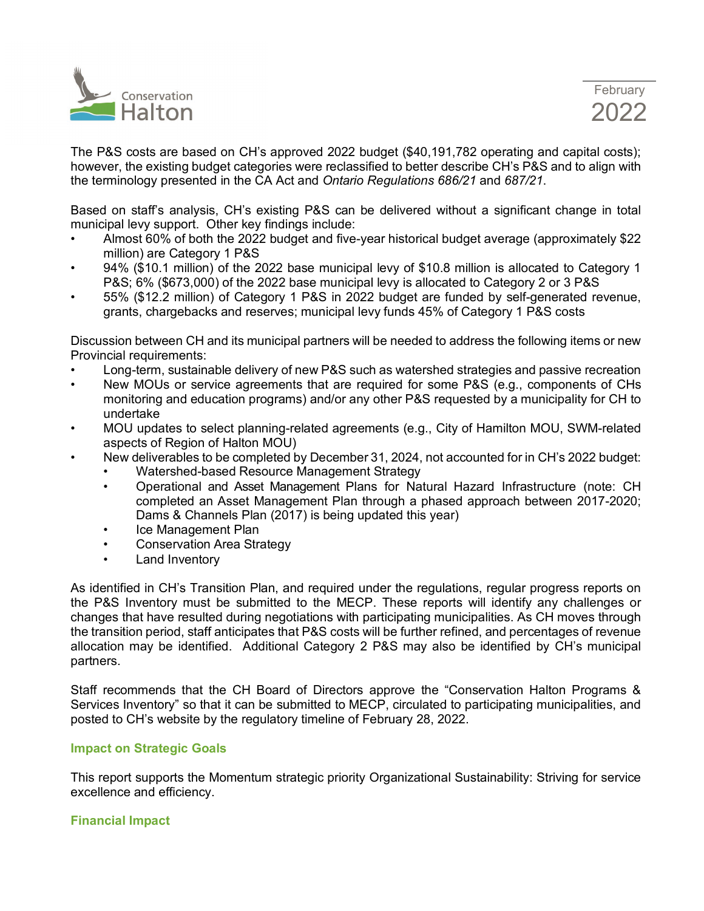The P&S costs are based on CH's approved 2022 budget ($40,191,782 operating and capital costs); however, the existing budget categories were reclassified to better describe CH's P&S and to align with the terminology presented in the CA Act and *Ontario Regulations 686/21* and *687/21*.

Based on staff's analysis, CH's existing P&S can be delivered without a significant change in total municipal levy support. Other key findings include:

- Almost 60% of both the 2022 budget and five-year historical budget average (approximately $22 million) are Category 1 P&S
- 94% ($10.1 million) of the 2022 base municipal levy of $10.8 million is allocated to Category 1 P&S; 6% ($673,000) of the 2022 base municipal levy is allocated to Category 2 or 3 P&S
- 55% ($12.2 million) of Category 1 P&S in 2022 budget are funded by self-generated revenue, grants, chargebacks and reserves; municipal levy funds 45% of Category 1 P&S costs

Discussion between CH and its municipal partners will be needed to address the following items or new Provincial requirements:

- Long-term, sustainable delivery of new P&S such as watershed strategies and passive recreation
- New MOUs or service agreements that are required for some P&S (e.g., components of CHs monitoring and education programs) and/or any other P&S requested by a municipality for CH to undertake
- MOU updates to select planning-related agreements (e.g., City of Hamilton MOU, SWM-related aspects of Region of Halton MOU)
- New deliverables to be completed by December 31, 2024, not accounted for in CH's 2022 budget:
  - Watershed-based Resource Management Strategy
  - Operational and Asset Management Plans for Natural Hazard Infrastructure (note: CH completed an Asset Management Plan through a phased approach between 2017-2020; Dams & Channels Plan (2017) is being updated this year)
  - Ice Management Plan
  - Conservation Area Strategy
  - Land Inventory

As identified in CH's Transition Plan, and required under the regulations, regular progress reports on the P&S Inventory must be submitted to the MECP. These reports will identify any challenges or changes that have resulted during negotiations with participating municipalities. As CH moves through the transition period, staff anticipates that P&S costs will be further refined, and percentages of revenue allocation may be identified. Additional Category 2 P&S may also be identified by CH's municipal partners.

Staff recommends that the CH Board of Directors approve the "Conservation Halton Programs & Services Inventory" so that it can be submitted to MECP, circulated to participating municipalities, and posted to CH's website by the regulatory timeline of February 28, 2022.

## Impact on Strategic Goals

This report supports the Momentum strategic priority Organizational Sustainability: Striving for service excellence and efficiency.

## Financial Impact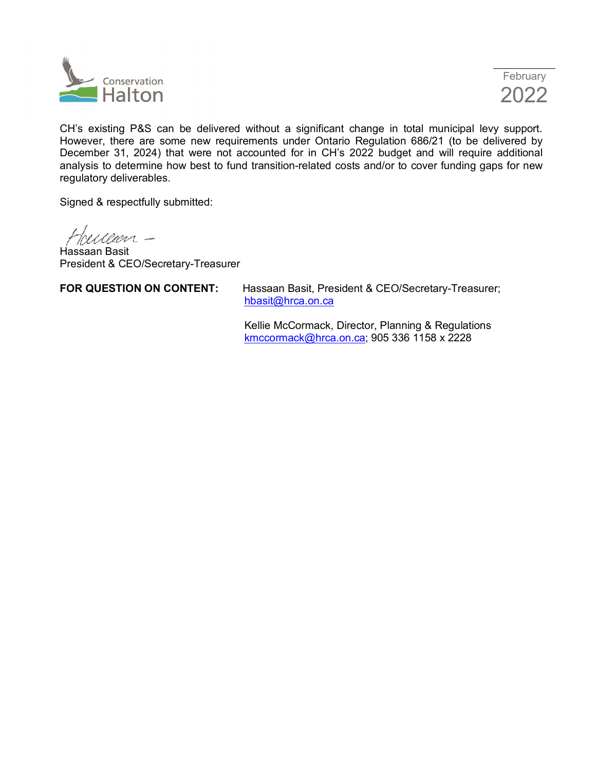CH's existing P&S can be delivered without a significant change in total municipal levy support. However, there are some new requirements under Ontario Regulation 686/21 (to be delivered by December 31, 2024) that were not accounted for in CH's 2022 budget and will require additional analysis to determine how best to fund transition-related costs and/or to cover funding gaps for new regulatory deliverables.

Signed & respectfully submitted:

Hassaan Basit
President & CEO/Secretary-Treasurer

**FOR QUESTION ON CONTENT:** Hassaan Basit, President & CEO/Secretary-Treasurer; hbasit@hrca.on.ca

Kellie McCormack, Director, Planning & Regulations
kmccormack@hrca.on.ca; 905 336 1158 x 2228